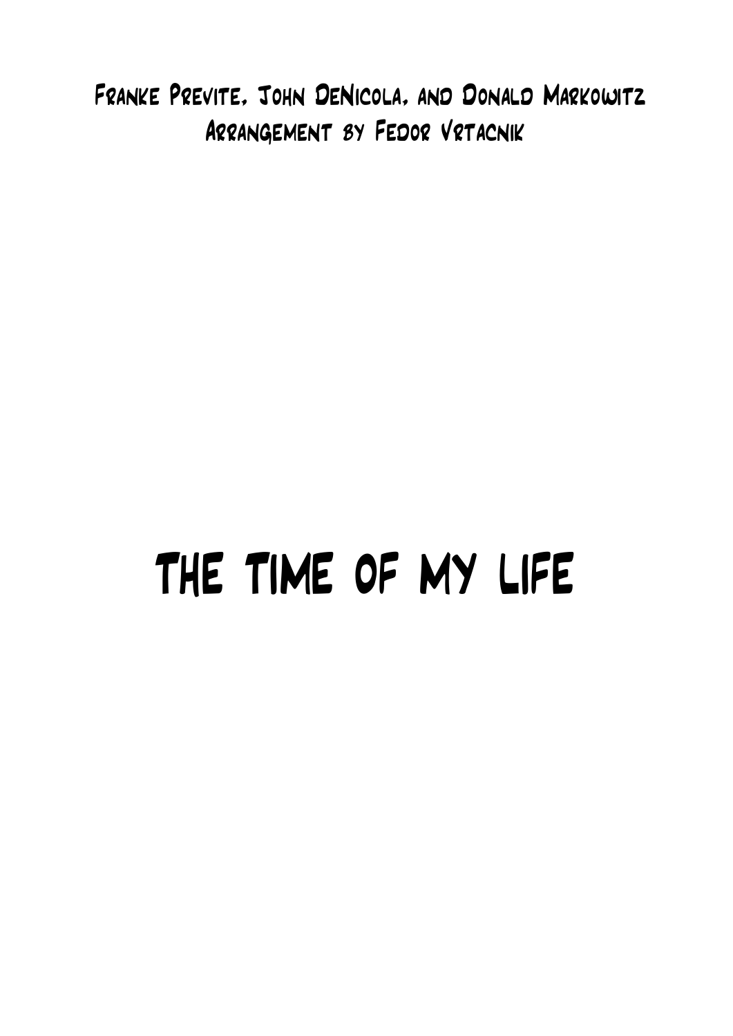Franke Previte, John DeNicola, and Donald Markowitz
Arrangement by Fedor Vrtacnik

# THE TIME OF MY LIFE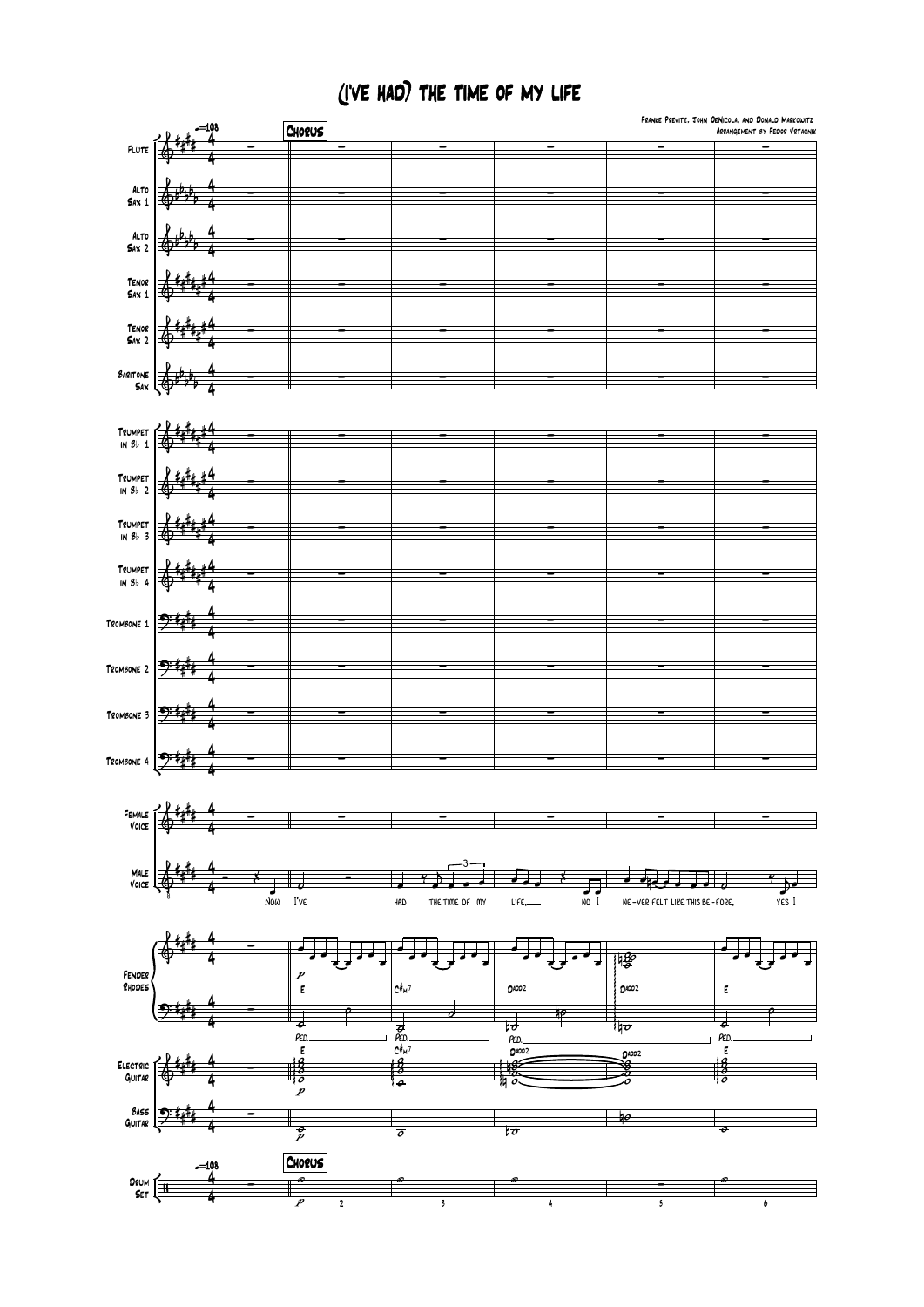# (I've Had) The Time of My Life

Franke Previte, John DeNicola, and Donald Markowitz
Arrangement by Fedor Vrtacnik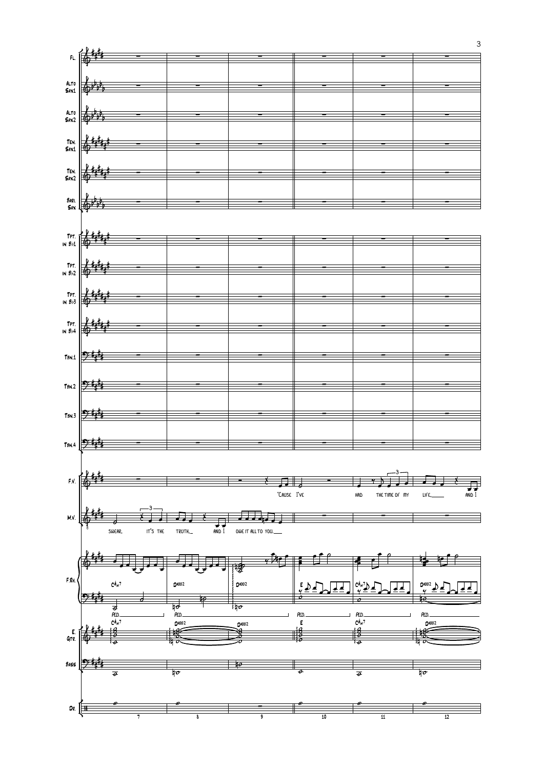Fl.

Alto Sax1

Alto Sax2

Ten. Sax1

Ten. Sax2

Bari. Sax

Tpt. in B♭1

Tpt. in B♭2

Tpt. in B♭3

Tpt. in B♭4

Tbn.1

Tbn.2

Tbn.3

Tbn.4

F.V. — 'Cause I've had the time of my life, and I

M.V. — swear, it's the truth, and I owe it all to you.

F.Rh. — C♯m7 Dadd2 Dadd2 E C♯m7 Dadd2

Ped. Ped. Ped. Ped. Ped.

E. Gtr. — C♯m7 Dadd2 Dadd2 E C♯m7 Dadd2

Bass

Dr.

7 8 9 10 11 12